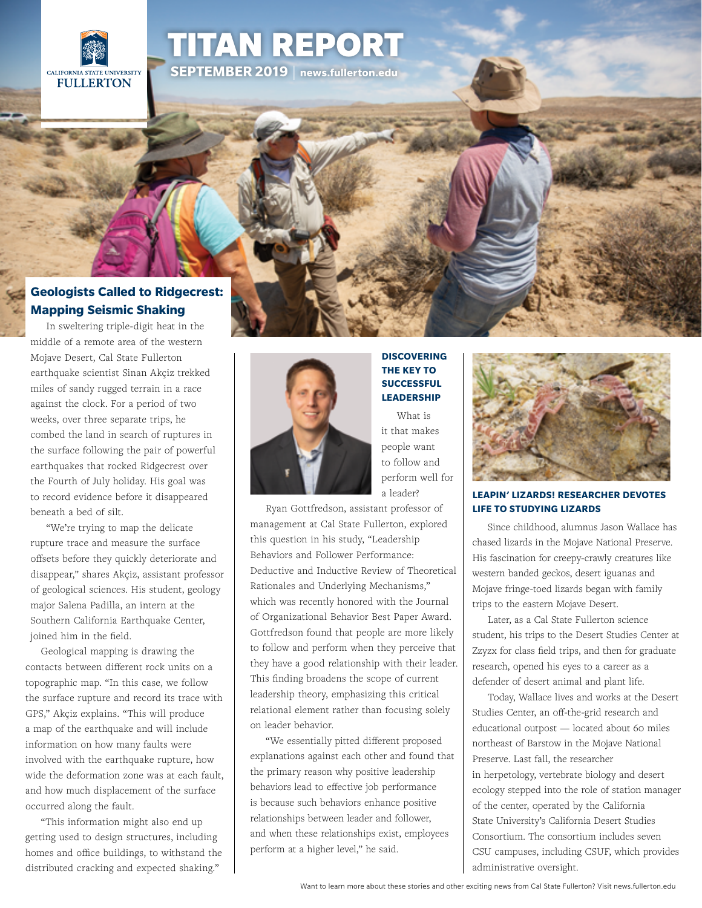# TITAN REPORT

**SEPTEMBER 2019** | **news.fullerton.edu**

## Geologists Called to Ridgecrest: Mapping Seismic Shaking

In sweltering triple-digit heat in the middle of a remote area of the western Mojave Desert, Cal State Fullerton earthquake scientist Sinan Akçiz trekked miles of sandy rugged terrain in a race against the clock. For a period of two weeks, over three separate trips, he combed the land in search of ruptures in the surface following the pair of powerful earthquakes that rocked Ridgecrest over the Fourth of July holiday. His goal was to record evidence before it disappeared beneath a bed of silt.

"We're trying to map the delicate rupture trace and measure the surface offsets before they quickly deteriorate and disappear," shares Akçiz, assistant professor of geological sciences. His student, geology major Salena Padilla, an intern at the Southern California Earthquake Center, joined him in the field.

Geological mapping is drawing the contacts between different rock units on a topographic map. "In this case, we follow the surface rupture and record its trace with GPS," Akçiz explains. "This will produce a map of the earthquake and will include information on how many faults were involved with the earthquake rupture, how wide the deformation zone was at each fault, and how much displacement of the surface occurred along the fault.

"This information might also end up getting used to design structures, including homes and office buildings, to withstand the distributed cracking and expected shaking."

## DISCOVERING THE KEY TO SUCCESSFUL LEADERSHIP

What is it that makes people want to follow and perform well for a leader?

Ryan Gottfredson, assistant professor of management at Cal State Fullerton, explored this question in his study, "Leadership Behaviors and Follower Performance: Deductive and Inductive Review of Theoretical Rationales and Underlying Mechanisms," which was recently honored with the Journal of Organizational Behavior Best Paper Award. Gottfredson found that people are more likely to follow and perform when they perceive that they have a good relationship with their leader. This finding broadens the scope of current leadership theory, emphasizing this critical relational element rather than focusing solely on leader behavior.

"We essentially pitted different proposed explanations against each other and found that the primary reason why positive leadership behaviors lead to effective job performance is because such behaviors enhance positive relationships between leader and follower, and when these relationships exist, employees perform at a higher level," he said.

## LEAPIN' LIZARDS! RESEARCHER DEVOTES LIFE TO STUDYING LIZARDS

Since childhood, alumnus Jason Wallace has chased lizards in the Mojave National Preserve. His fascination for creepy-crawly creatures like western banded geckos, desert iguanas and Mojave fringe-toed lizards began with family trips to the eastern Mojave Desert.

Later, as a Cal State Fullerton science student, his trips to the Desert Studies Center at Zzyzx for class field trips, and then for graduate research, opened his eyes to a career as a defender of desert animal and plant life.

Today, Wallace lives and works at the Desert Studies Center, an off-the-grid research and educational outpost — located about 60 miles northeast of Barstow in the Mojave National Preserve. Last fall, the researcher in herpetology, vertebrate biology and desert ecology stepped into the role of station manager of the center, operated by the California State University's California Desert Studies Consortium. The consortium includes seven CSU campuses, including CSUF, which provides administrative oversight.

Want to learn more about these stories and other exciting news from Cal State Fullerton? Visit news.fullerton.edu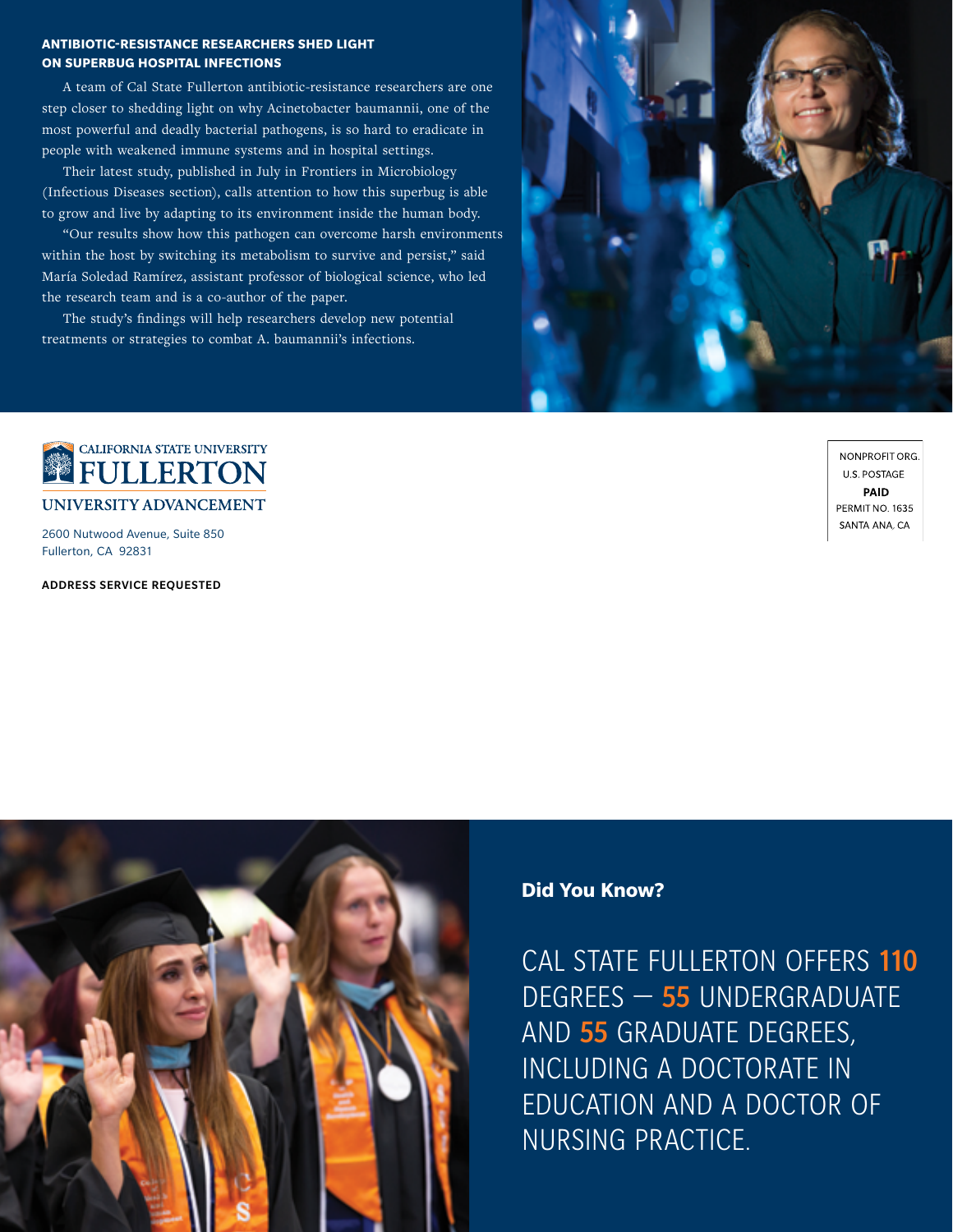## ANTIBIOTIC-RESISTANCE RESEARCHERS SHED LIGHT ON SUPERBUG HOSPITAL INFECTIONS

A team of Cal State Fullerton antibiotic-resistance researchers are one step closer to shedding light on why Acinetobacter baumannii, one of the most powerful and deadly bacterial pathogens, is so hard to eradicate in people with weakened immune systems and in hospital settings.

Their latest study, published in July in Frontiers in Microbiology (Infectious Diseases section), calls attention to how this superbug is able to grow and live by adapting to its environment inside the human body.

"Our results show how this pathogen can overcome harsh environments within the host by switching its metabolism to survive and persist," said María Soledad Ramírez, assistant professor of biological science, who led the research team and is a co-author of the paper.

The study's findings will help researchers develop new potential treatments or strategies to combat A. baumannii's infections.

CALIFORNIA STATE UNIVERSITY
FULLERTON
UNIVERSITY ADVANCEMENT

2600 Nutwood Avenue, Suite 850
Fullerton, CA 92831

**ADDRESS SERVICE REQUESTED**

NONPROFIT ORG.
U.S. POSTAGE
**PAID**
PERMIT NO. 1635
SANTA ANA, CA

**Did You Know?**

CAL STATE FULLERTON OFFERS **110** DEGREES — **55** UNDERGRADUATE AND **55** GRADUATE DEGREES, INCLUDING A DOCTORATE IN EDUCATION AND A DOCTOR OF NURSING PRACTICE.